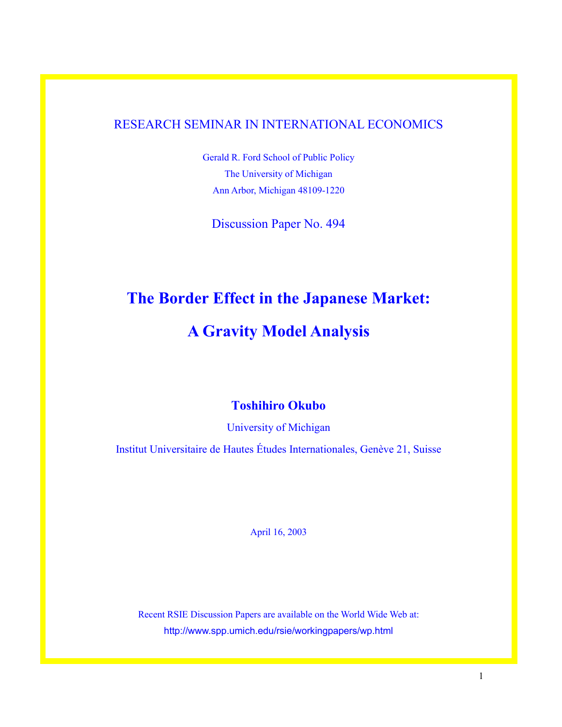RESEARCH SEMINAR IN INTERNATIONAL ECONOMICS

Gerald R. Ford School of Public Policy
The University of Michigan
Ann Arbor, Michigan 48109-1220

Discussion Paper No. 494

# The Border Effect in the Japanese Market: A Gravity Model Analysis

**Toshihiro Okubo**

University of Michigan

Institut Universitaire de Hautes Études Internationales, Genève 21, Suisse

April 16, 2003

Recent RSIE Discussion Papers are available on the World Wide Web at:
http://www.spp.umich.edu/rsie/workingpapers/wp.html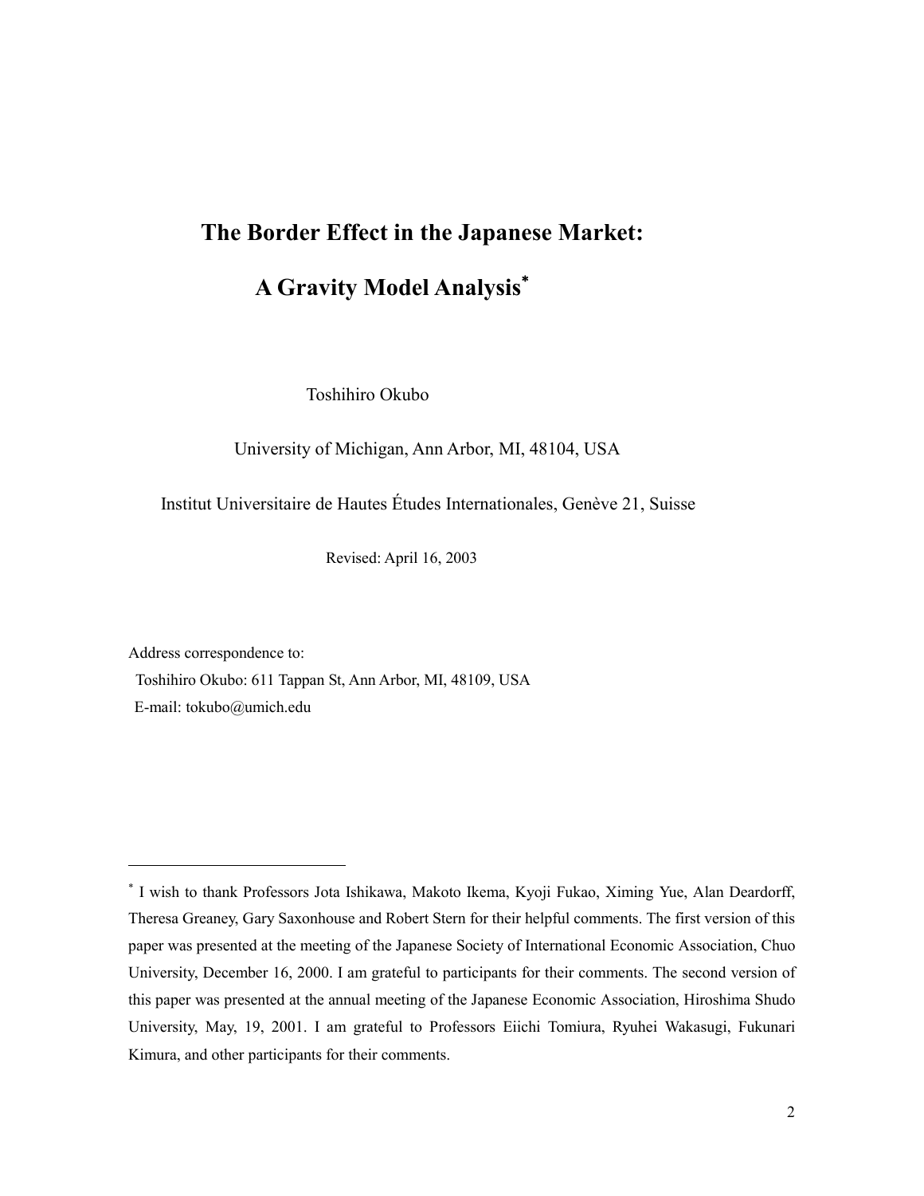# The Border Effect in the Japanese Market: A Gravity Model Analysis*

Toshihiro Okubo

University of Michigan, Ann Arbor, MI, 48104, USA

Institut Universitaire de Hautes Études Internationales, Genève 21, Suisse

Revised: April 16, 2003

Address correspondence to:

Toshihiro Okubo: 611 Tappan St, Ann Arbor, MI, 48109, USA

E-mail: tokubo@umich.edu

---

* I wish to thank Professors Jota Ishikawa, Makoto Ikema, Kyoji Fukao, Ximing Yue, Alan Deardorff, Theresa Greaney, Gary Saxonhouse and Robert Stern for their helpful comments. The first version of this paper was presented at the meeting of the Japanese Society of International Economic Association, Chuo University, December 16, 2000. I am grateful to participants for their comments. The second version of this paper was presented at the annual meeting of the Japanese Economic Association, Hiroshima Shudo University, May, 19, 2001. I am grateful to Professors Eiichi Tomiura, Ryuhei Wakasugi, Fukunari Kimura, and other participants for their comments.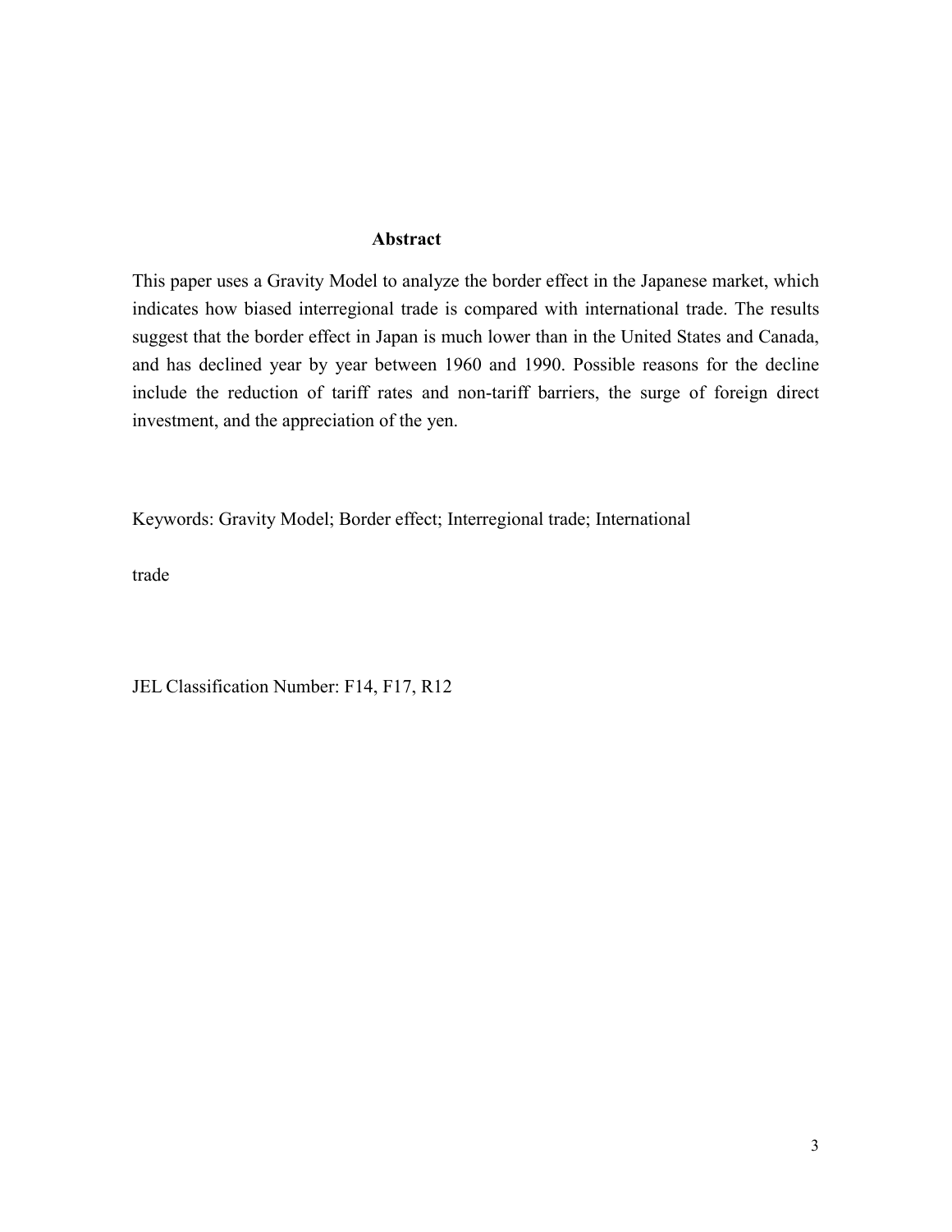## Abstract

This paper uses a Gravity Model to analyze the border effect in the Japanese market, which indicates how biased interregional trade is compared with international trade. The results suggest that the border effect in Japan is much lower than in the United States and Canada, and has declined year by year between 1960 and 1990. Possible reasons for the decline include the reduction of tariff rates and non-tariff barriers, the surge of foreign direct investment, and the appreciation of the yen.

Keywords: Gravity Model; Border effect; Interregional trade; International trade

JEL Classification Number: F14, F17, R12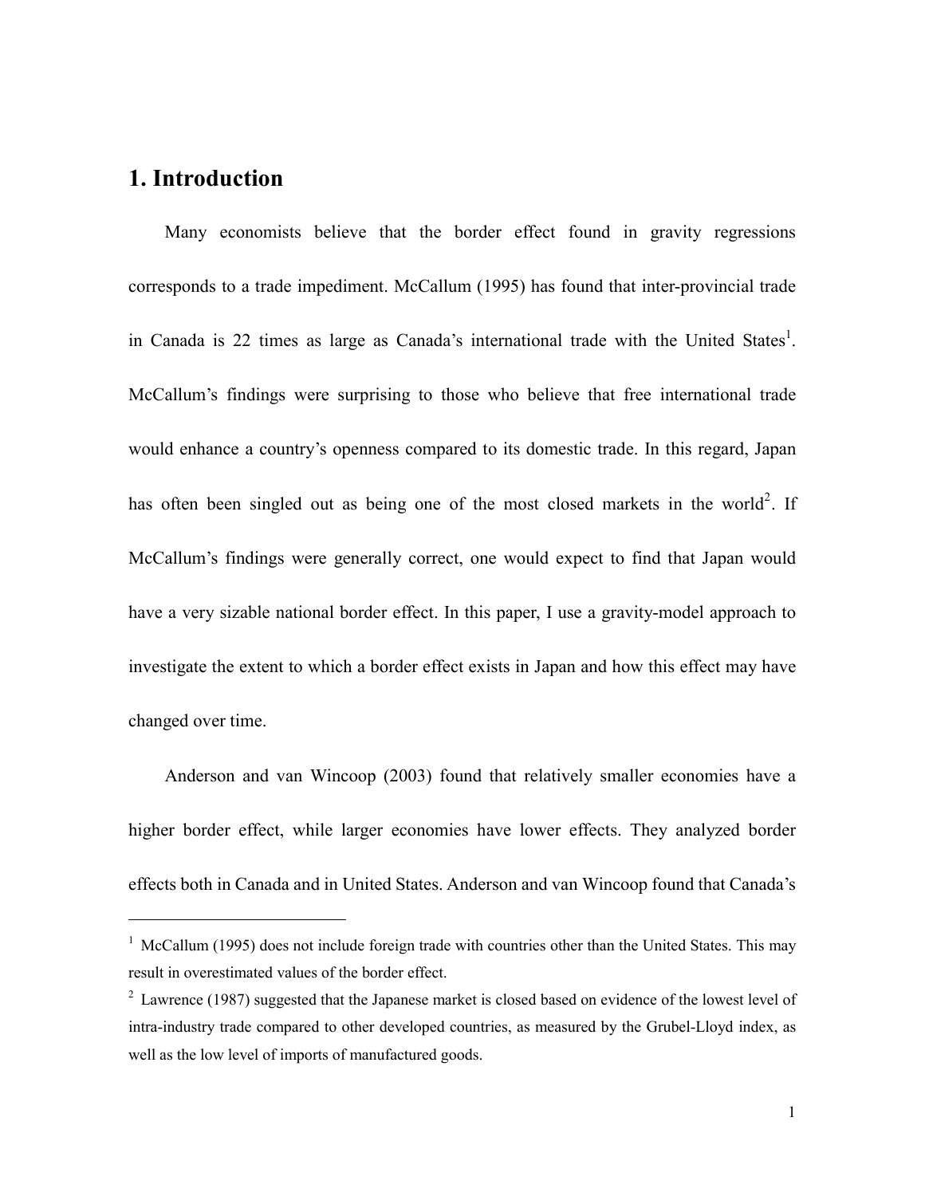# 1. Introduction

Many economists believe that the border effect found in gravity regressions corresponds to a trade impediment. McCallum (1995) has found that inter-provincial trade in Canada is 22 times as large as Canada's international trade with the United States[1]. McCallum's findings were surprising to those who believe that free international trade would enhance a country's openness compared to its domestic trade. In this regard, Japan has often been singled out as being one of the most closed markets in the world[2]. If McCallum's findings were generally correct, one would expect to find that Japan would have a very sizable national border effect. In this paper, I use a gravity-model approach to investigate the extent to which a border effect exists in Japan and how this effect may have changed over time.

Anderson and van Wincoop (2003) found that relatively smaller economies have a higher border effect, while larger economies have lower effects. They analyzed border effects both in Canada and in United States. Anderson and van Wincoop found that Canada's

---

[1] McCallum (1995) does not include foreign trade with countries other than the United States. This may result in overestimated values of the border effect.

[2] Lawrence (1987) suggested that the Japanese market is closed based on evidence of the lowest level of intra-industry trade compared to other developed countries, as measured by the Grubel-Lloyd index, as well as the low level of imports of manufactured goods.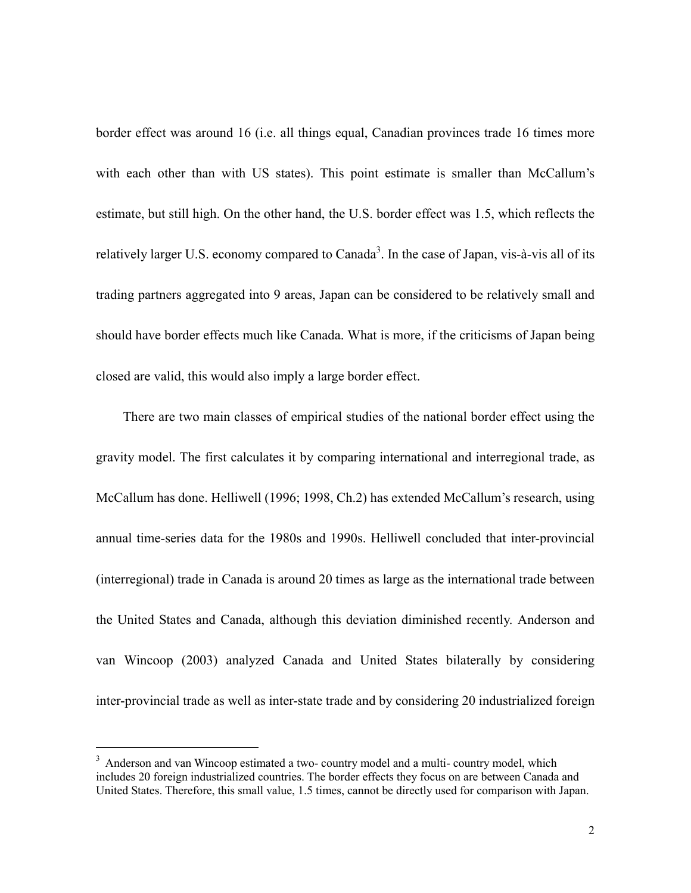border effect was around 16 (i.e. all things equal, Canadian provinces trade 16 times more with each other than with US states). This point estimate is smaller than McCallum's estimate, but still high. On the other hand, the U.S. border effect was 1.5, which reflects the relatively larger U.S. economy compared to Canada[3]. In the case of Japan, vis-à-vis all of its trading partners aggregated into 9 areas, Japan can be considered to be relatively small and should have border effects much like Canada. What is more, if the criticisms of Japan being closed are valid, this would also imply a large border effect.

There are two main classes of empirical studies of the national border effect using the gravity model. The first calculates it by comparing international and interregional trade, as McCallum has done. Helliwell (1996; 1998, Ch.2) has extended McCallum's research, using annual time-series data for the 1980s and 1990s. Helliwell concluded that inter-provincial (interregional) trade in Canada is around 20 times as large as the international trade between the United States and Canada, although this deviation diminished recently. Anderson and van Wincoop (2003) analyzed Canada and United States bilaterally by considering inter-provincial trade as well as inter-state trade and by considering 20 industrialized foreign

---

[3] Anderson and van Wincoop estimated a two- country model and a multi- country model, which includes 20 foreign industrialized countries. The border effects they focus on are between Canada and United States. Therefore, this small value, 1.5 times, cannot be directly used for comparison with Japan.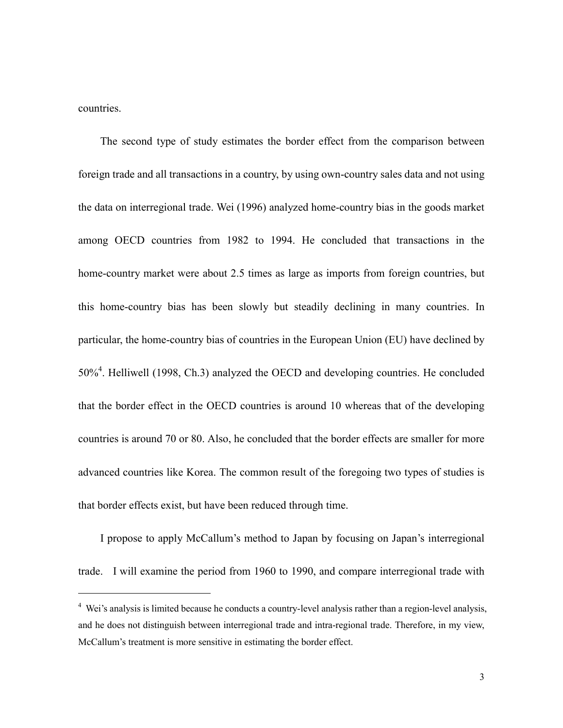countries.

The second type of study estimates the border effect from the comparison between foreign trade and all transactions in a country, by using own-country sales data and not using the data on interregional trade. Wei (1996) analyzed home-country bias in the goods market among OECD countries from 1982 to 1994. He concluded that transactions in the home-country market were about 2.5 times as large as imports from foreign countries, but this home-country bias has been slowly but steadily declining in many countries. In particular, the home-country bias of countries in the European Union (EU) have declined by 50%[4]. Helliwell (1998, Ch.3) analyzed the OECD and developing countries. He concluded that the border effect in the OECD countries is around 10 whereas that of the developing countries is around 70 or 80. Also, he concluded that the border effects are smaller for more advanced countries like Korea. The common result of the foregoing two types of studies is that border effects exist, but have been reduced through time.

I propose to apply McCallum's method to Japan by focusing on Japan's interregional trade. I will examine the period from 1960 to 1990, and compare interregional trade with

---

[4] Wei's analysis is limited because he conducts a country-level analysis rather than a region-level analysis, and he does not distinguish between interregional trade and intra-regional trade. Therefore, in my view, McCallum's treatment is more sensitive in estimating the border effect.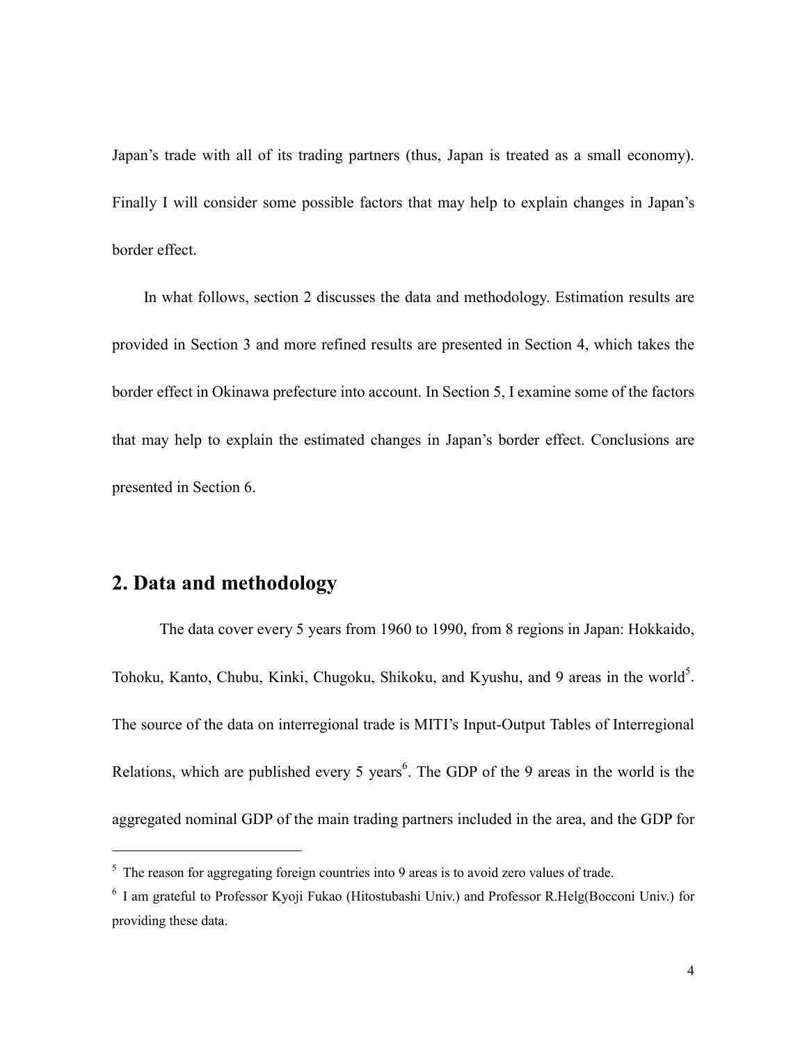Japan's trade with all of its trading partners (thus, Japan is treated as a small economy). Finally I will consider some possible factors that may help to explain changes in Japan's border effect.

In what follows, section 2 discusses the data and methodology. Estimation results are provided in Section 3 and more refined results are presented in Section 4, which takes the border effect in Okinawa prefecture into account. In Section 5, I examine some of the factors that may help to explain the estimated changes in Japan's border effect. Conclusions are presented in Section 6.

## 2. Data and methodology

The data cover every 5 years from 1960 to 1990, from 8 regions in Japan: Hokkaido, Tohoku, Kanto, Chubu, Kinki, Chugoku, Shikoku, and Kyushu, and 9 areas in the world[5]. The source of the data on interregional trade is MITI's Input-Output Tables of Interregional Relations, which are published every 5 years[6]. The GDP of the 9 areas in the world is the aggregated nominal GDP of the main trading partners included in the area, and the GDP for

---

[5] The reason for aggregating foreign countries into 9 areas is to avoid zero values of trade.

[6] I am grateful to Professor Kyoji Fukao (Hitostubashi Univ.) and Professor R.Helg(Bocconi Univ.) for providing these data.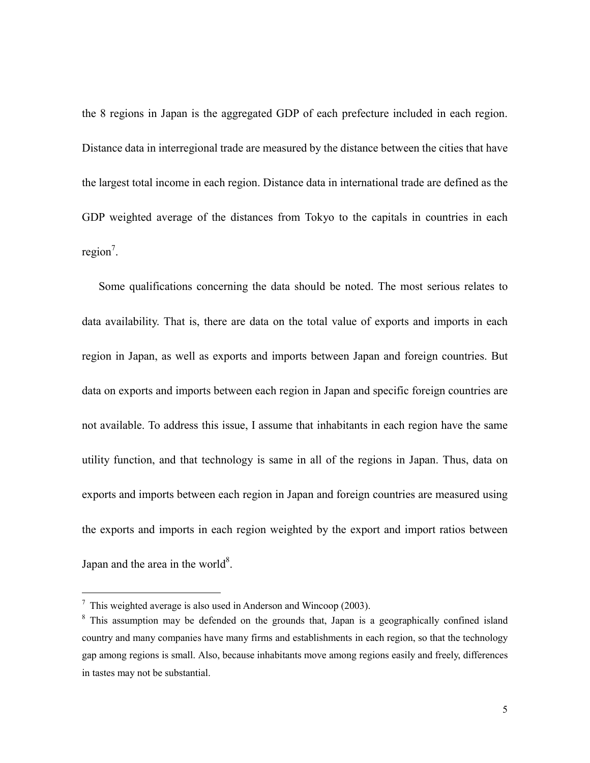the 8 regions in Japan is the aggregated GDP of each prefecture included in each region. Distance data in interregional trade are measured by the distance between the cities that have the largest total income in each region. Distance data in international trade are defined as the GDP weighted average of the distances from Tokyo to the capitals in countries in each region[7].

Some qualifications concerning the data should be noted. The most serious relates to data availability. That is, there are data on the total value of exports and imports in each region in Japan, as well as exports and imports between Japan and foreign countries. But data on exports and imports between each region in Japan and specific foreign countries are not available. To address this issue, I assume that inhabitants in each region have the same utility function, and that technology is same in all of the regions in Japan. Thus, data on exports and imports between each region in Japan and foreign countries are measured using the exports and imports in each region weighted by the export and import ratios between Japan and the area in the world[8].

---

[7] This weighted average is also used in Anderson and Wincoop (2003).

[8] This assumption may be defended on the grounds that, Japan is a geographically confined island country and many companies have many firms and establishments in each region, so that the technology gap among regions is small. Also, because inhabitants move among regions easily and freely, differences in tastes may not be substantial.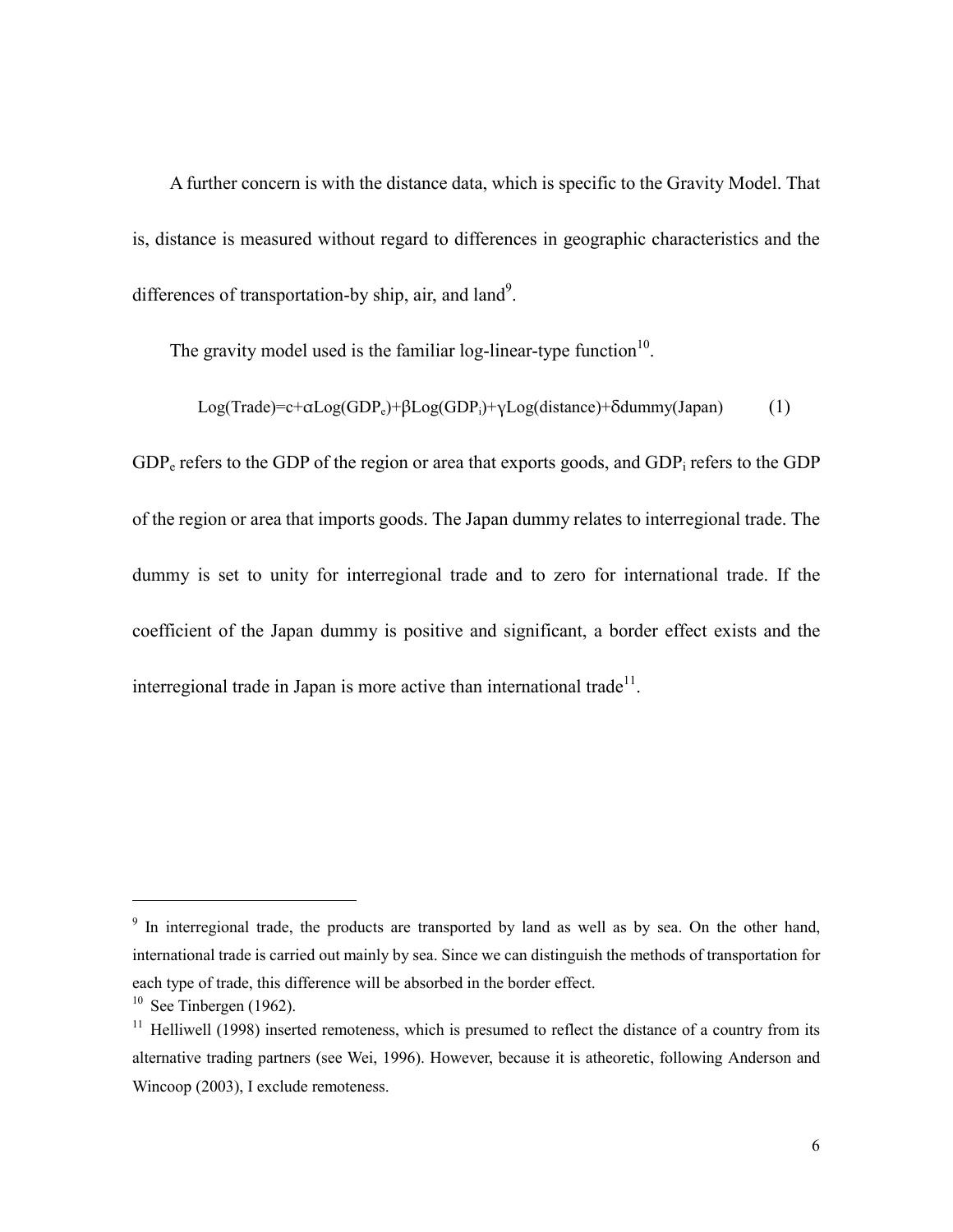A further concern is with the distance data, which is specific to the Gravity Model. That is, distance is measured without regard to differences in geographic characteristics and the differences of transportation-by ship, air, and land[9].

The gravity model used is the familiar log-linear-type function[10].

$$\text{Log(Trade)}=c+\alpha\text{Log}(\text{GDP}_e)+\beta\text{Log}(\text{GDP}_i)+\gamma\text{Log(distance)}+\delta\text{dummy(Japan)} \qquad (1)$$

$\text{GDP}_e$ refers to the GDP of the region or area that exports goods, and $\text{GDP}_i$ refers to the GDP of the region or area that imports goods. The Japan dummy relates to interregional trade. The dummy is set to unity for interregional trade and to zero for international trade. If the coefficient of the Japan dummy is positive and significant, a border effect exists and the interregional trade in Japan is more active than international trade[11].

---

[9] In interregional trade, the products are transported by land as well as by sea. On the other hand, international trade is carried out mainly by sea. Since we can distinguish the methods of transportation for each type of trade, this difference will be absorbed in the border effect.

[10] See Tinbergen (1962).

[11] Helliwell (1998) inserted remoteness, which is presumed to reflect the distance of a country from its alternative trading partners (see Wei, 1996). However, because it is atheoretic, following Anderson and Wincoop (2003), I exclude remoteness.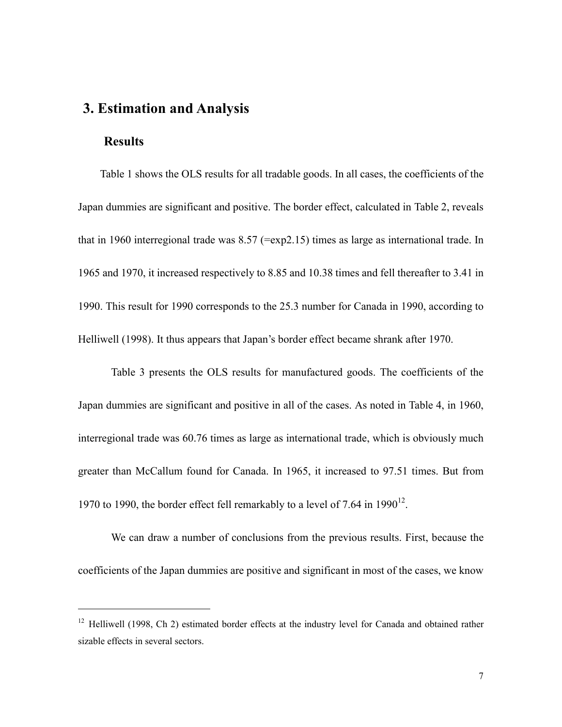## 3. Estimation and Analysis

### Results

Table 1 shows the OLS results for all tradable goods. In all cases, the coefficients of the Japan dummies are significant and positive. The border effect, calculated in Table 2, reveals that in 1960 interregional trade was 8.57 (=exp2.15) times as large as international trade. In 1965 and 1970, it increased respectively to 8.85 and 10.38 times and fell thereafter to 3.41 in 1990. This result for 1990 corresponds to the 25.3 number for Canada in 1990, according to Helliwell (1998). It thus appears that Japan's border effect became shrank after 1970.

Table 3 presents the OLS results for manufactured goods. The coefficients of the Japan dummies are significant and positive in all of the cases. As noted in Table 4, in 1960, interregional trade was 60.76 times as large as international trade, which is obviously much greater than McCallum found for Canada. In 1965, it increased to 97.51 times. But from 1970 to 1990, the border effect fell remarkably to a level of 7.64 in 1990[12].

We can draw a number of conclusions from the previous results. First, because the coefficients of the Japan dummies are positive and significant in most of the cases, we know

---

[12] Helliwell (1998, Ch 2) estimated border effects at the industry level for Canada and obtained rather sizable effects in several sectors.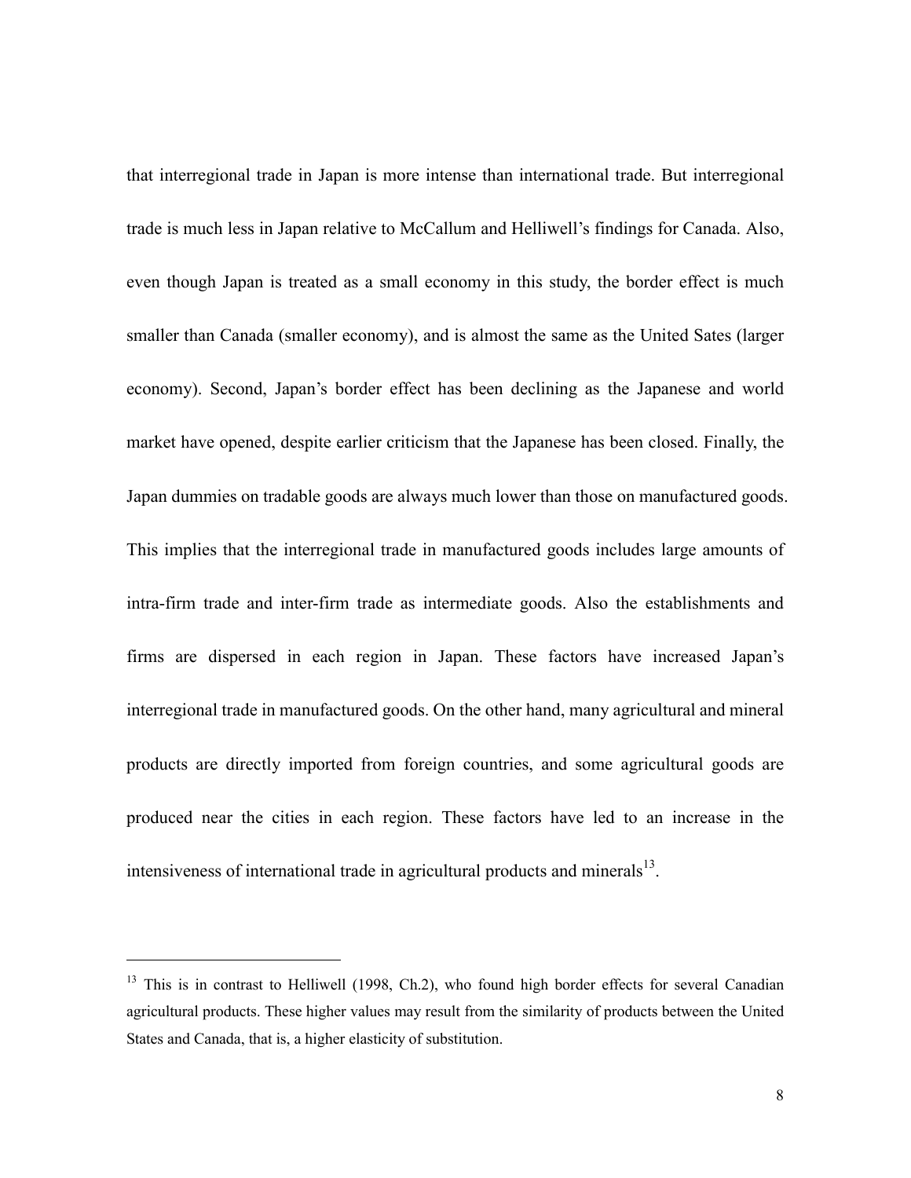that interregional trade in Japan is more intense than international trade. But interregional trade is much less in Japan relative to McCallum and Helliwell's findings for Canada. Also, even though Japan is treated as a small economy in this study, the border effect is much smaller than Canada (smaller economy), and is almost the same as the United Sates (larger economy). Second, Japan's border effect has been declining as the Japanese and world market have opened, despite earlier criticism that the Japanese has been closed. Finally, the Japan dummies on tradable goods are always much lower than those on manufactured goods. This implies that the interregional trade in manufactured goods includes large amounts of intra-firm trade and inter-firm trade as intermediate goods. Also the establishments and firms are dispersed in each region in Japan. These factors have increased Japan's interregional trade in manufactured goods. On the other hand, many agricultural and mineral products are directly imported from foreign countries, and some agricultural goods are produced near the cities in each region. These factors have led to an increase in the intensiveness of international trade in agricultural products and minerals[13].

---

[13] This is in contrast to Helliwell (1998, Ch.2), who found high border effects for several Canadian agricultural products. These higher values may result from the similarity of products between the United States and Canada, that is, a higher elasticity of substitution.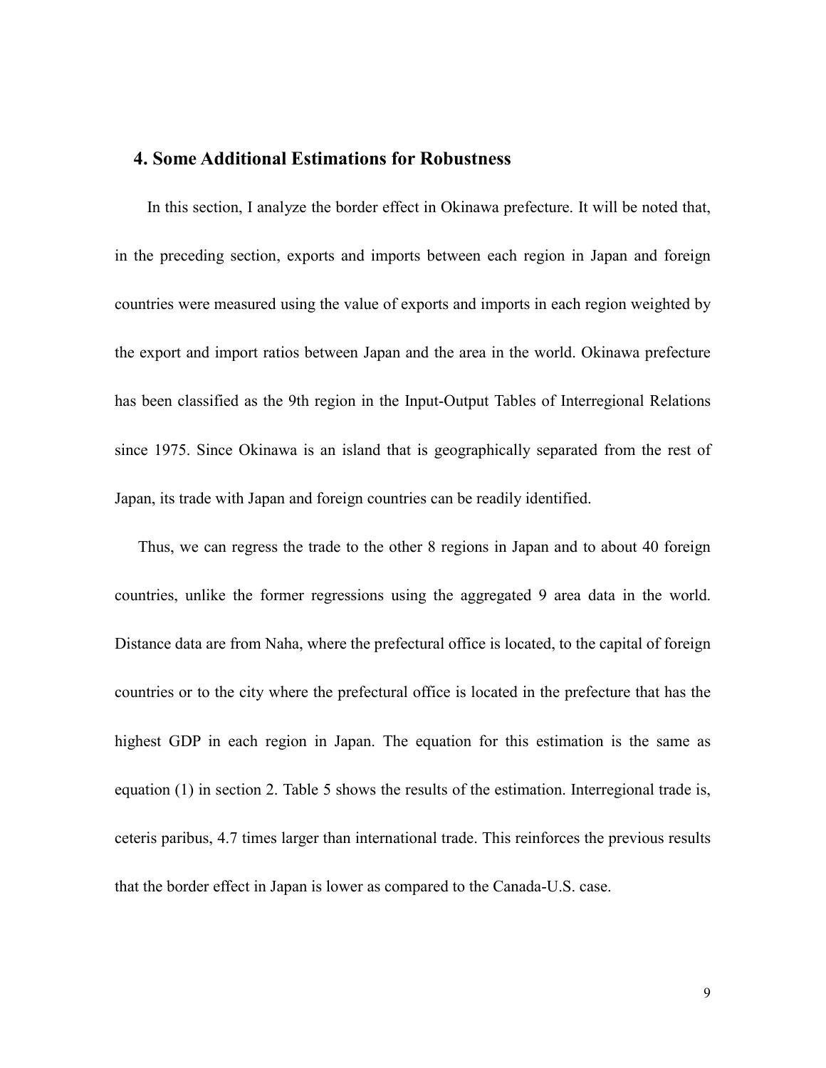## 4. Some Additional Estimations for Robustness

In this section, I analyze the border effect in Okinawa prefecture. It will be noted that, in the preceding section, exports and imports between each region in Japan and foreign countries were measured using the value of exports and imports in each region weighted by the export and import ratios between Japan and the area in the world. Okinawa prefecture has been classified as the 9th region in the Input-Output Tables of Interregional Relations since 1975. Since Okinawa is an island that is geographically separated from the rest of Japan, its trade with Japan and foreign countries can be readily identified.

Thus, we can regress the trade to the other 8 regions in Japan and to about 40 foreign countries, unlike the former regressions using the aggregated 9 area data in the world. Distance data are from Naha, where the prefectural office is located, to the capital of foreign countries or to the city where the prefectural office is located in the prefecture that has the highest GDP in each region in Japan. The equation for this estimation is the same as equation (1) in section 2. Table 5 shows the results of the estimation. Interregional trade is, ceteris paribus, 4.7 times larger than international trade. This reinforces the previous results that the border effect in Japan is lower as compared to the Canada-U.S. case.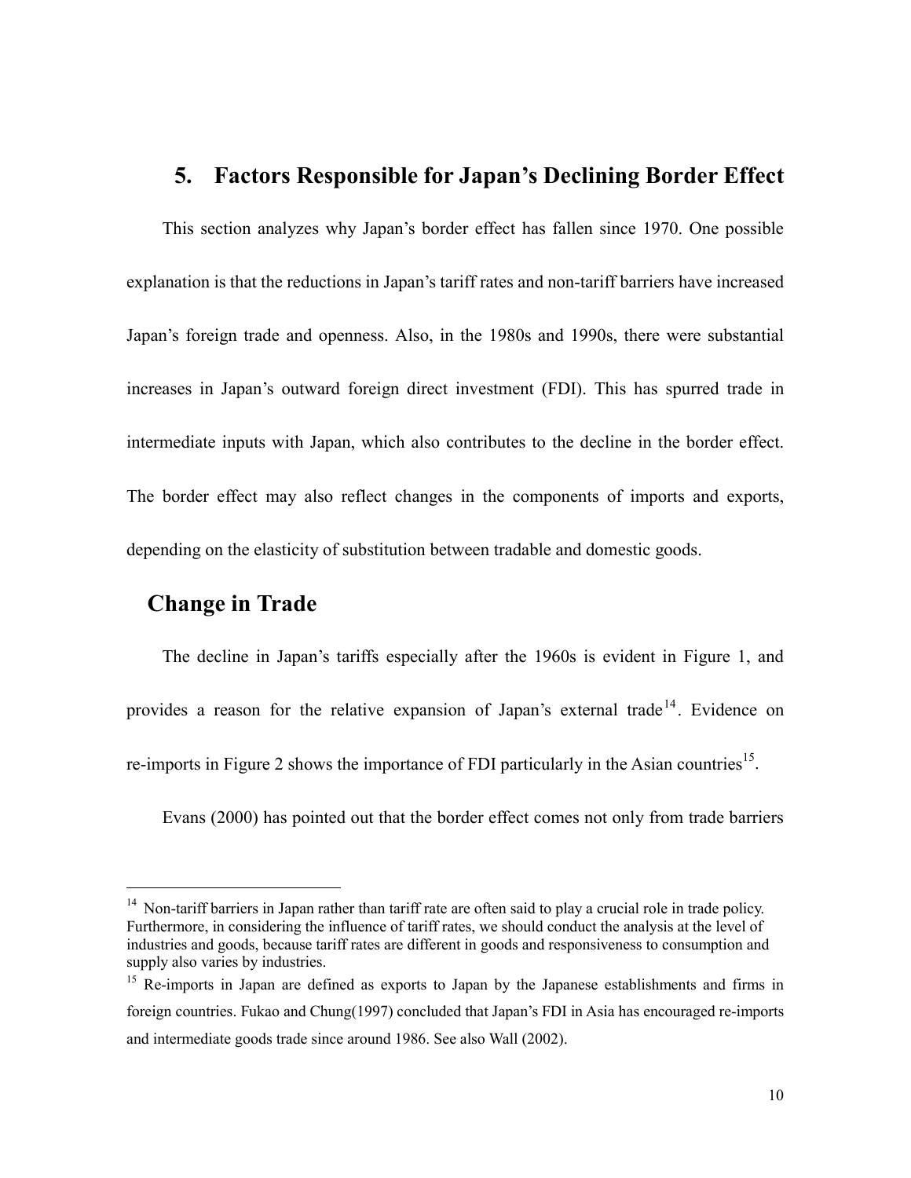## 5. Factors Responsible for Japan's Declining Border Effect

This section analyzes why Japan's border effect has fallen since 1970. One possible explanation is that the reductions in Japan's tariff rates and non-tariff barriers have increased Japan's foreign trade and openness. Also, in the 1980s and 1990s, there were substantial increases in Japan's outward foreign direct investment (FDI). This has spurred trade in intermediate inputs with Japan, which also contributes to the decline in the border effect. The border effect may also reflect changes in the components of imports and exports, depending on the elasticity of substitution between tradable and domestic goods.

### Change in Trade

The decline in Japan's tariffs especially after the 1960s is evident in Figure 1, and provides a reason for the relative expansion of Japan's external trade[14]. Evidence on re-imports in Figure 2 shows the importance of FDI particularly in the Asian countries[15].

Evans (2000) has pointed out that the border effect comes not only from trade barriers

---

[14] Non-tariff barriers in Japan rather than tariff rate are often said to play a crucial role in trade policy. Furthermore, in considering the influence of tariff rates, we should conduct the analysis at the level of industries and goods, because tariff rates are different in goods and responsiveness to consumption and supply also varies by industries.

[15] Re-imports in Japan are defined as exports to Japan by the Japanese establishments and firms in foreign countries. Fukao and Chung(1997) concluded that Japan's FDI in Asia has encouraged re-imports and intermediate goods trade since around 1986. See also Wall (2002).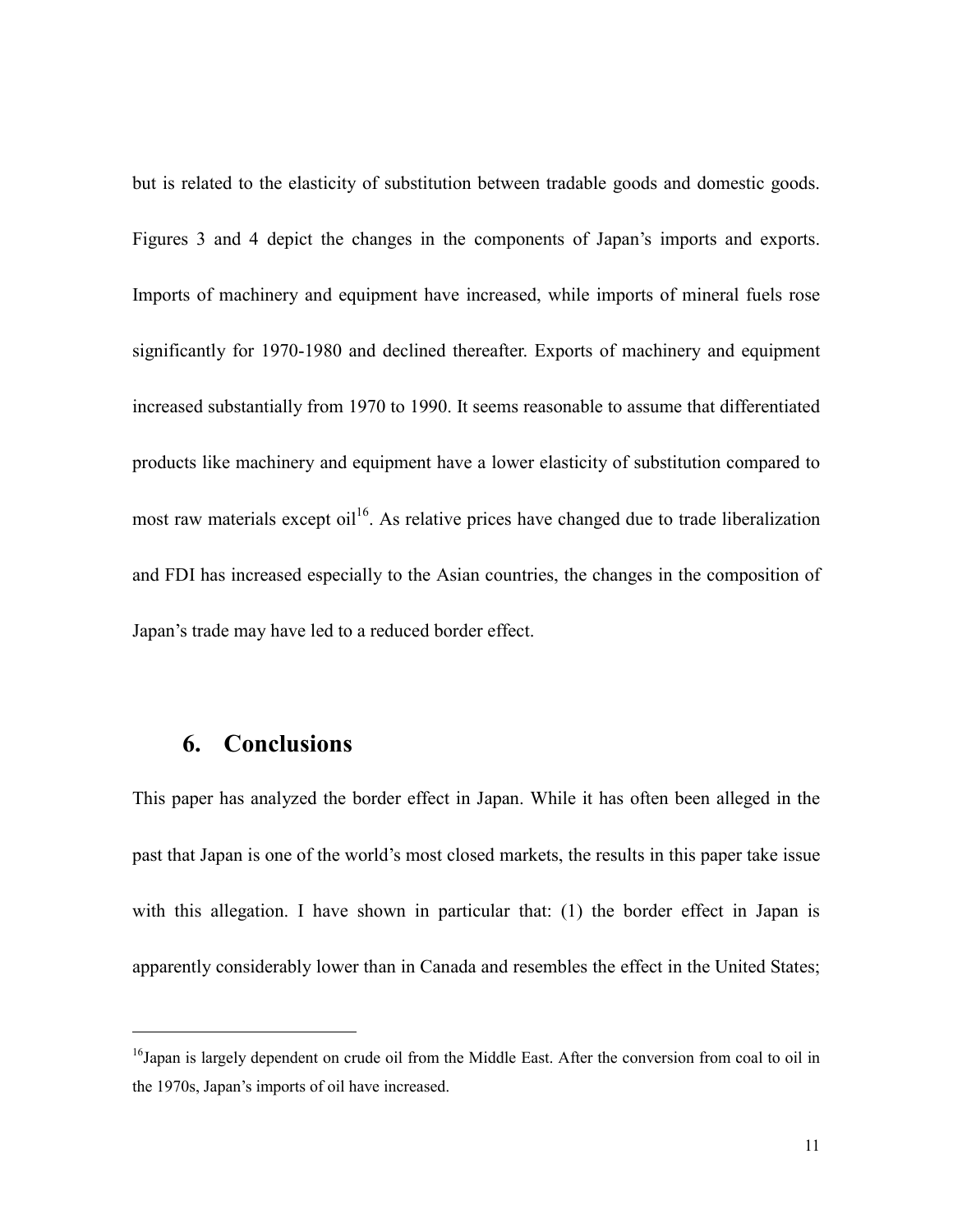but is related to the elasticity of substitution between tradable goods and domestic goods. Figures 3 and 4 depict the changes in the components of Japan's imports and exports. Imports of machinery and equipment have increased, while imports of mineral fuels rose significantly for 1970-1980 and declined thereafter. Exports of machinery and equipment increased substantially from 1970 to 1990. It seems reasonable to assume that differentiated products like machinery and equipment have a lower elasticity of substitution compared to most raw materials except oil[16]. As relative prices have changed due to trade liberalization and FDI has increased especially to the Asian countries, the changes in the composition of Japan's trade may have led to a reduced border effect.

## 6. Conclusions

This paper has analyzed the border effect in Japan. While it has often been alleged in the past that Japan is one of the world's most closed markets, the results in this paper take issue with this allegation. I have shown in particular that: (1) the border effect in Japan is apparently considerably lower than in Canada and resembles the effect in the United States;

---

[16]Japan is largely dependent on crude oil from the Middle East. After the conversion from coal to oil in the 1970s, Japan's imports of oil have increased.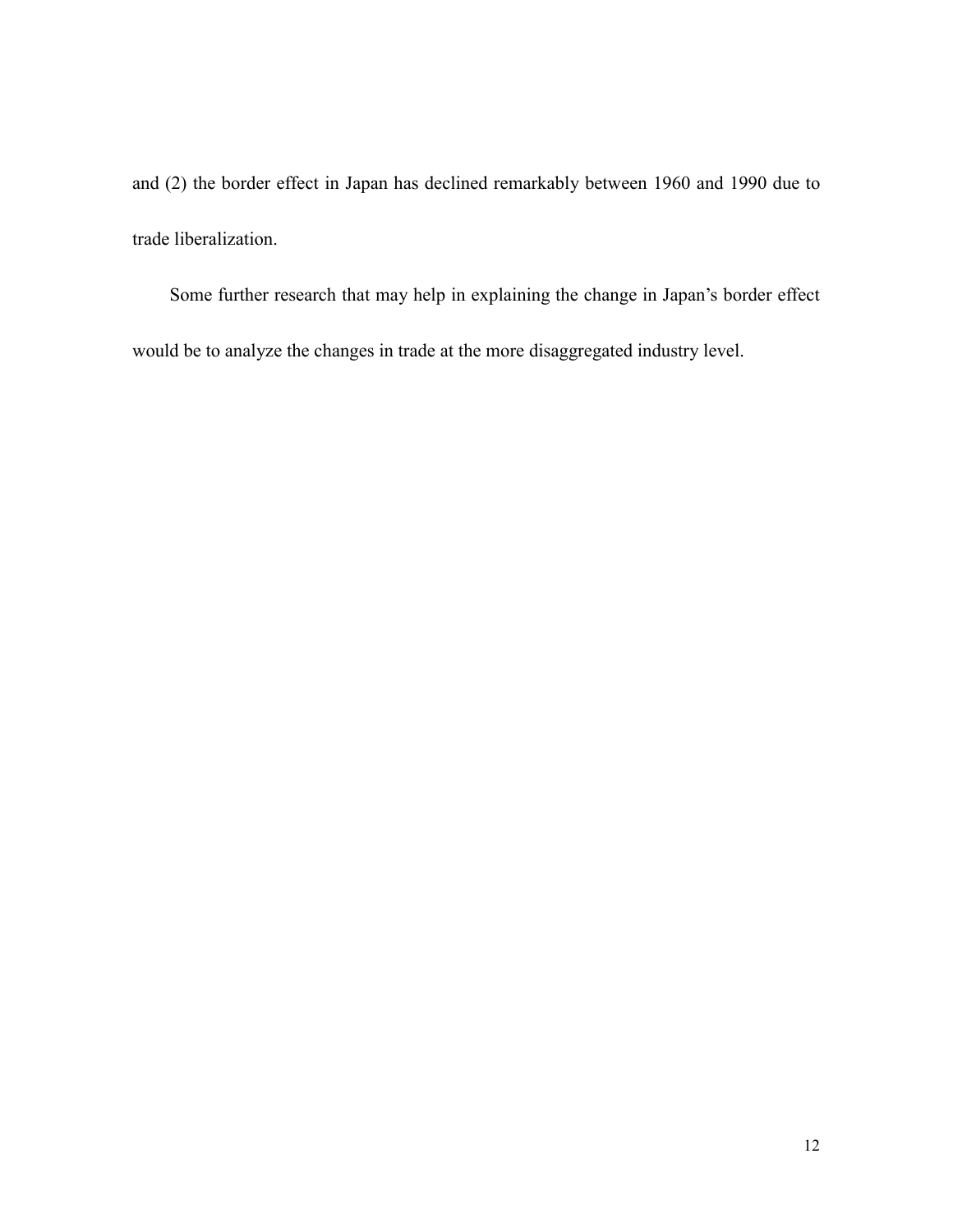and (2) the border effect in Japan has declined remarkably between 1960 and 1990 due to trade liberalization.

Some further research that may help in explaining the change in Japan's border effect would be to analyze the changes in trade at the more disaggregated industry level.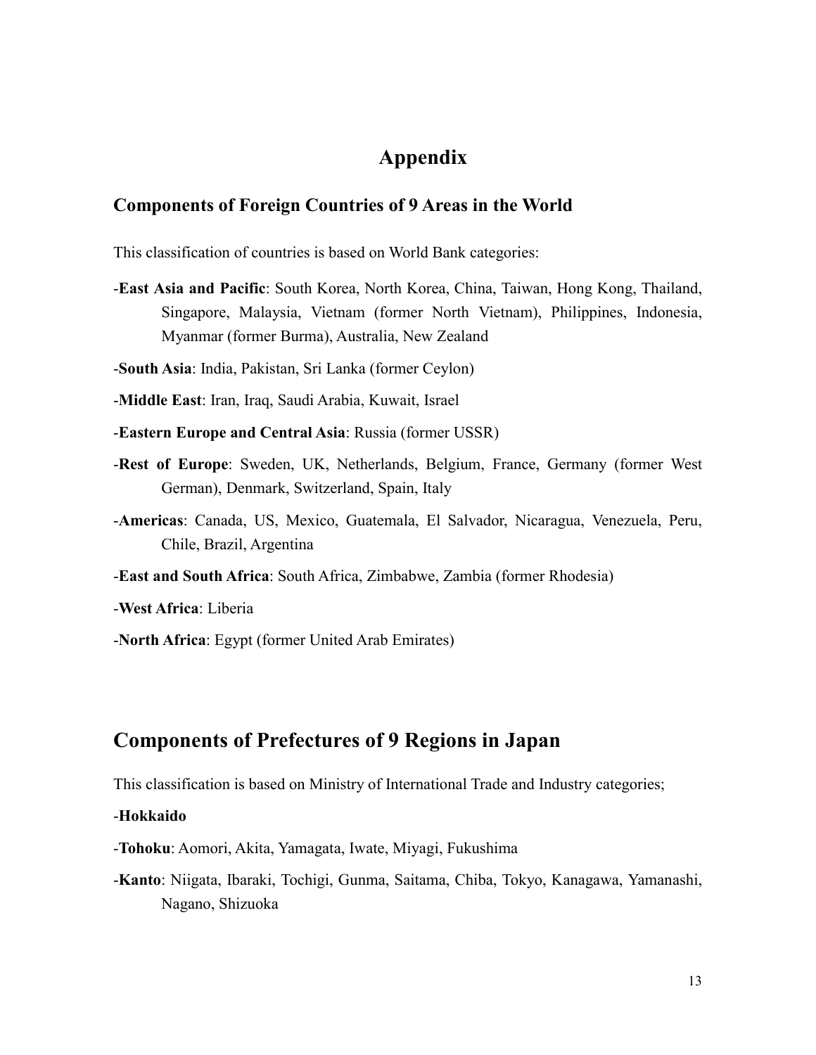# Appendix

### Components of Foreign Countries of 9 Areas in the World

This classification of countries is based on World Bank categories:

- **East Asia and Pacific**: South Korea, North Korea, China, Taiwan, Hong Kong, Thailand, Singapore, Malaysia, Vietnam (former North Vietnam), Philippines, Indonesia, Myanmar (former Burma), Australia, New Zealand
- **South Asia**: India, Pakistan, Sri Lanka (former Ceylon)
- **Middle East**: Iran, Iraq, Saudi Arabia, Kuwait, Israel
- **Eastern Europe and Central Asia**: Russia (former USSR)
- **Rest of Europe**: Sweden, UK, Netherlands, Belgium, France, Germany (former West German), Denmark, Switzerland, Spain, Italy
- **Americas**: Canada, US, Mexico, Guatemala, El Salvador, Nicaragua, Venezuela, Peru, Chile, Brazil, Argentina
- **East and South Africa**: South Africa, Zimbabwe, Zambia (former Rhodesia)
- **West Africa**: Liberia
- **North Africa**: Egypt (former United Arab Emirates)

## Components of Prefectures of 9 Regions in Japan

This classification is based on Ministry of International Trade and Industry categories;

- **Hokkaido**
- **Tohoku**: Aomori, Akita, Yamagata, Iwate, Miyagi, Fukushima
- **Kanto**: Niigata, Ibaraki, Tochigi, Gunma, Saitama, Chiba, Tokyo, Kanagawa, Yamanashi, Nagano, Shizuoka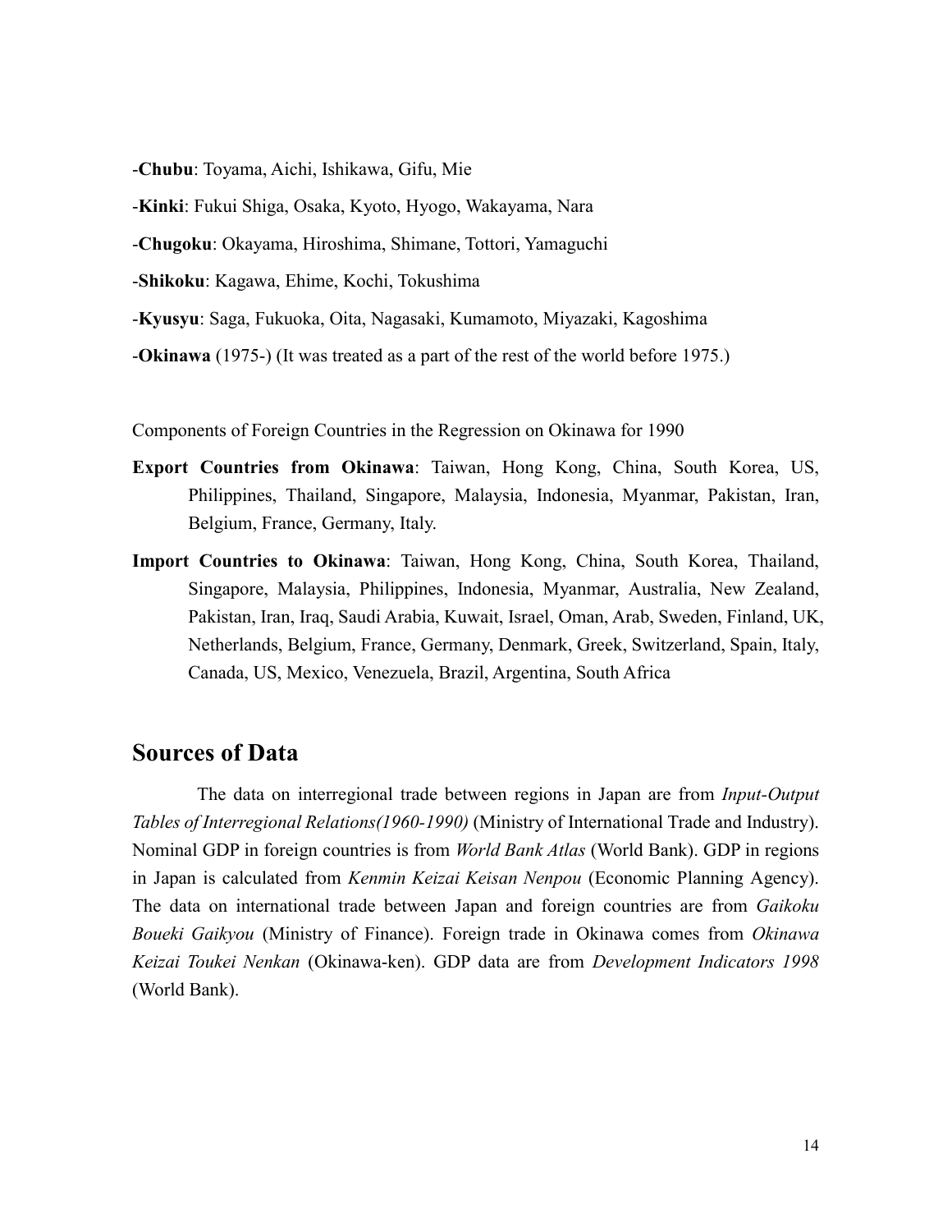-**Chubu**: Toyama, Aichi, Ishikawa, Gifu, Mie

-**Kinki**: Fukui Shiga, Osaka, Kyoto, Hyogo, Wakayama, Nara

-**Chugoku**: Okayama, Hiroshima, Shimane, Tottori, Yamaguchi

-**Shikoku**: Kagawa, Ehime, Kochi, Tokushima

-**Kyusyu**: Saga, Fukuoka, Oita, Nagasaki, Kumamoto, Miyazaki, Kagoshima

-**Okinawa** (1975-) (It was treated as a part of the rest of the world before 1975.)

Components of Foreign Countries in the Regression on Okinawa for 1990

**Export Countries from Okinawa**: Taiwan, Hong Kong, China, South Korea, US, Philippines, Thailand, Singapore, Malaysia, Indonesia, Myanmar, Pakistan, Iran, Belgium, France, Germany, Italy.

**Import Countries to Okinawa**: Taiwan, Hong Kong, China, South Korea, Thailand, Singapore, Malaysia, Philippines, Indonesia, Myanmar, Australia, New Zealand, Pakistan, Iran, Iraq, Saudi Arabia, Kuwait, Israel, Oman, Arab, Sweden, Finland, UK, Netherlands, Belgium, France, Germany, Denmark, Greek, Switzerland, Spain, Italy, Canada, US, Mexico, Venezuela, Brazil, Argentina, South Africa

## Sources of Data

The data on interregional trade between regions in Japan are from *Input-Output Tables of Interregional Relations(1960-1990)* (Ministry of International Trade and Industry). Nominal GDP in foreign countries is from *World Bank Atlas* (World Bank). GDP in regions in Japan is calculated from *Kenmin Keizai Keisan Nenpou* (Economic Planning Agency). The data on international trade between Japan and foreign countries are from *Gaikoku Boueki Gaikyou* (Ministry of Finance). Foreign trade in Okinawa comes from *Okinawa Keizai Toukei Nenkan* (Okinawa-ken). GDP data are from *Development Indicators 1998* (World Bank).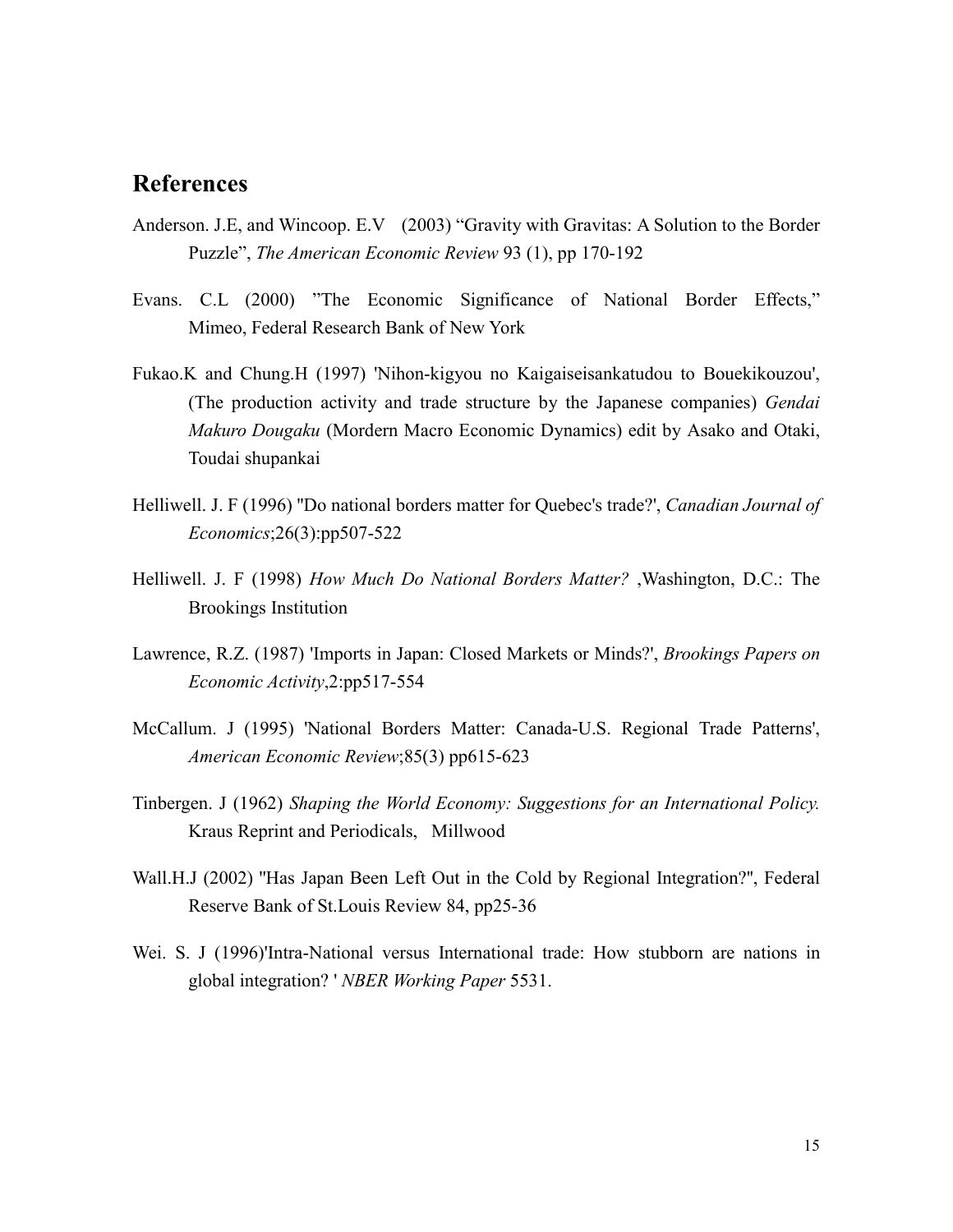## References

Anderson. J.E, and Wincoop. E.V (2003) “Gravity with Gravitas: A Solution to the Border Puzzle”, *The American Economic Review* 93 (1), pp 170-192

Evans. C.L (2000) ”The Economic Significance of National Border Effects,” Mimeo, Federal Research Bank of New York

Fukao.K and Chung.H (1997) 'Nihon-kigyou no Kaigaiseisankatudou to Bouekikouzou', (The production activity and trade structure by the Japanese companies) *Gendai Makuro Dougaku* (Mordern Macro Economic Dynamics) edit by Asako and Otaki, Toudai shupankai

Helliwell. J. F (1996) "Do national borders matter for Quebec's trade?', *Canadian Journal of Economics*;26(3):pp507-522

Helliwell. J. F (1998) *How Much Do National Borders Matter?* ,Washington, D.C.: The Brookings Institution

Lawrence, R.Z. (1987) 'Imports in Japan: Closed Markets or Minds?', *Brookings Papers on Economic Activity*,2:pp517-554

McCallum. J (1995) 'National Borders Matter: Canada-U.S. Regional Trade Patterns', *American Economic Review*;85(3) pp615-623

Tinbergen. J (1962) *Shaping the World Economy: Suggestions for an International Policy.* Kraus Reprint and Periodicals, Millwood

Wall.H.J (2002) "Has Japan Been Left Out in the Cold by Regional Integration?", Federal Reserve Bank of St.Louis Review 84, pp25-36

Wei. S. J (1996)'Intra-National versus International trade: How stubborn are nations in global integration? ' *NBER Working Paper* 5531.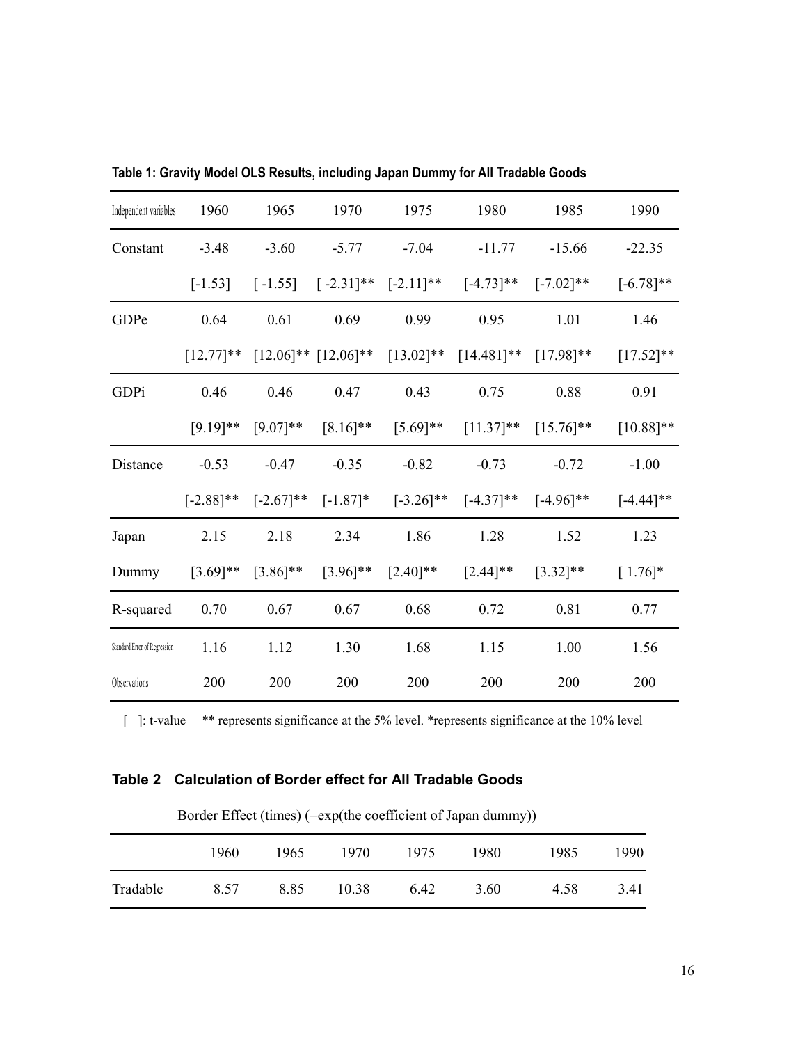**Table 1: Gravity Model OLS Results, including Japan Dummy for All Tradable Goods**

| Independent variables | 1960 | 1965 | 1970 | 1975 | 1980 | 1985 | 1990 |
|---|---|---|---|---|---|---|---|
| Constant | -3.48 | -3.60 | -5.77 | -7.04 | -11.77 | -15.66 | -22.35 |
| | [-1.53] | [ -1.55] | [ -2.31]** | [-2.11]** | [-4.73]** | [-7.02]** | [-6.78]** |
| GDPe | 0.64 | 0.61 | 0.69 | 0.99 | 0.95 | 1.01 | 1.46 |
| | [12.77]** | [12.06]** | [12.06]** | [13.02]** | [14.481]** | [17.98]** | [17.52]** |
| GDPi | 0.46 | 0.46 | 0.47 | 0.43 | 0.75 | 0.88 | 0.91 |
| | [9.19]** | [9.07]** | [8.16]** | [5.69]** | [11.37]** | [15.76]** | [10.88]** |
| Distance | -0.53 | -0.47 | -0.35 | -0.82 | -0.73 | -0.72 | -1.00 |
| | [-2.88]** | [-2.67]** | [-1.87]* | [-3.26]** | [-4.37]** | [-4.96]** | [-4.44]** |
| Japan | 2.15 | 2.18 | 2.34 | 1.86 | 1.28 | 1.52 | 1.23 |
| Dummy | [3.69]** | [3.86]** | [3.96]** | [2.40]** | [2.44]** | [3.32]** | [ 1.76]* |
| R-squared | 0.70 | 0.67 | 0.67 | 0.68 | 0.72 | 0.81 | 0.77 |
| Standard Error of Regression | 1.16 | 1.12 | 1.30 | 1.68 | 1.15 | 1.00 | 1.56 |
| Observations | 200 | 200 | 200 | 200 | 200 | 200 | 200 |

[ ]: t-value ** represents significance at the 5% level. *represents significance at the 10% level

**Table 2 Calculation of Border effect for All Tradable Goods**

Border Effect (times) (=exp(the coefficient of Japan dummy))

| | 1960 | 1965 | 1970 | 1975 | 1980 | 1985 | 1990 |
|---|---|---|---|---|---|---|---|
| Tradable | 8.57 | 8.85 | 10.38 | 6.42 | 3.60 | 4.58 | 3.41 |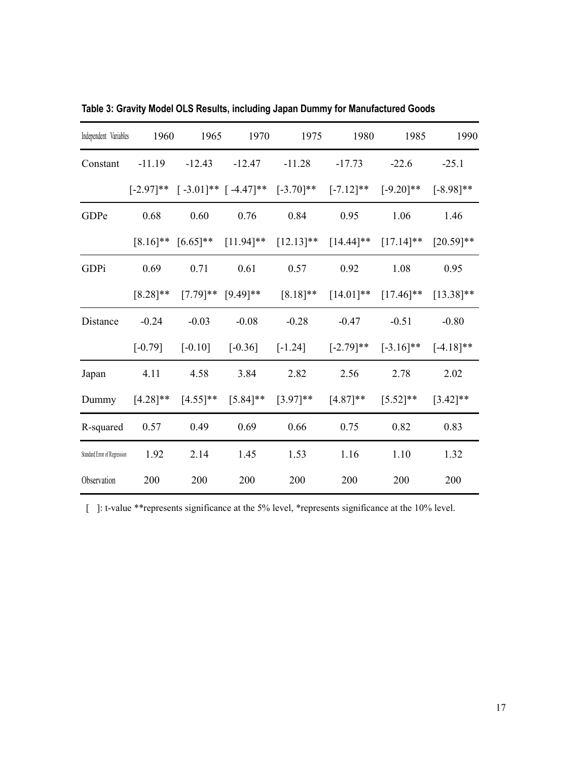**Table 3: Gravity Model OLS Results, including Japan Dummy for Manufactured Goods**

| Independent Variables | 1960 | 1965 | 1970 | 1975 | 1980 | 1985 | 1990 |
|---|---|---|---|---|---|---|---|
| Constant | -11.19 | -12.43 | -12.47 | -11.28 | -17.73 | -22.6 | -25.1 |
| | [-2.97]** | [ -3.01]** | [ -4.47]** | [-3.70]** | [-7.12]** | [-9.20]** | [-8.98]** |
| GDPe | 0.68 | 0.60 | 0.76 | 0.84 | 0.95 | 1.06 | 1.46 |
| | [8.16]** | [6.65]** | [11.94]** | [12.13]** | [14.44]** | [17.14]** | [20.59]** |
| GDPi | 0.69 | 0.71 | 0.61 | 0.57 | 0.92 | 1.08 | 0.95 |
| | [8.28]** | [7.79]** | [9.49]** | [8.18]** | [14.01]** | [17.46]** | [13.38]** |
| Distance | -0.24 | -0.03 | -0.08 | -0.28 | -0.47 | -0.51 | -0.80 |
| | [-0.79] | [-0.10] | [-0.36] | [-1.24] | [-2.79]** | [-3.16]** | [-4.18]** |
| Japan | 4.11 | 4.58 | 3.84 | 2.82 | 2.56 | 2.78 | 2.02 |
| Dummy | [4.28]** | [4.55]** | [5.84]** | [3.97]** | [4.87]** | [5.52]** | [3.42]** |
| R-squared | 0.57 | 0.49 | 0.69 | 0.66 | 0.75 | 0.82 | 0.83 |
| Standard Error of Regression | 1.92 | 2.14 | 1.45 | 1.53 | 1.16 | 1.10 | 1.32 |
| Observation | 200 | 200 | 200 | 200 | 200 | 200 | 200 |

[ ]: t-value **represents significance at the 5% level, *represents significance at the 10% level.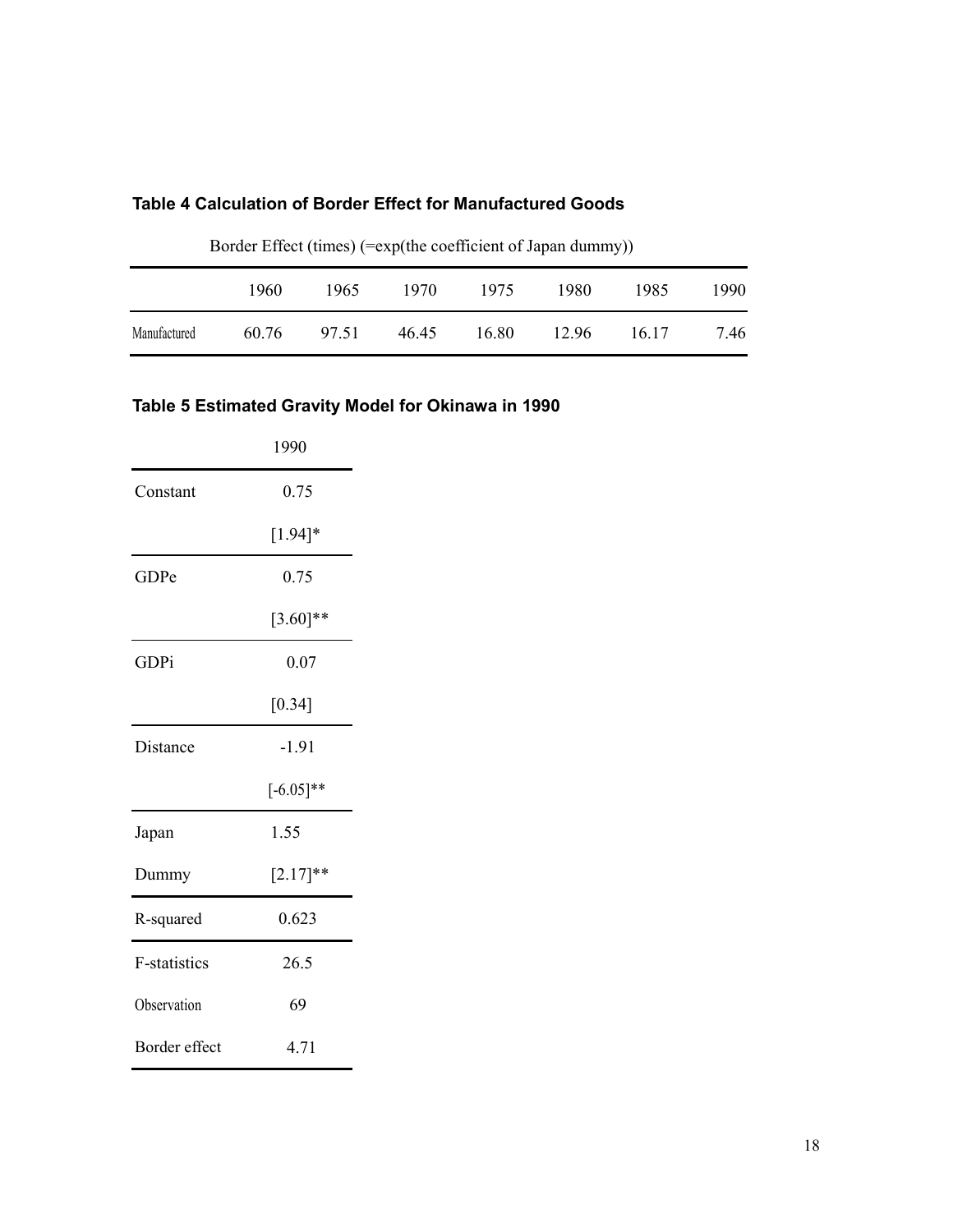**Table 4 Calculation of Border Effect for Manufactured Goods**

Border Effect (times) (=exp(the coefficient of Japan dummy))

| | 1960 | 1965 | 1970 | 1975 | 1980 | 1985 | 1990 |
|---|---|---|---|---|---|---|---|
| Manufactured | 60.76 | 97.51 | 46.45 | 16.80 | 12.96 | 16.17 | 7.46 |

**Table 5 Estimated Gravity Model for Okinawa in 1990**

| | 1990 |
|---|---|
| Constant | 0.75 |
| | [1.94]* |
| GDPe | 0.75 |
| | [3.60]** |
| GDPi | 0.07 |
| | [0.34] |
| Distance | -1.91 |
| | [-6.05]** |
| Japan Dummy | 1.55 |
| | [2.17]** |
| R-squared | 0.623 |
| F-statistics | 26.5 |
| Observation | 69 |
| Border effect | 4.71 |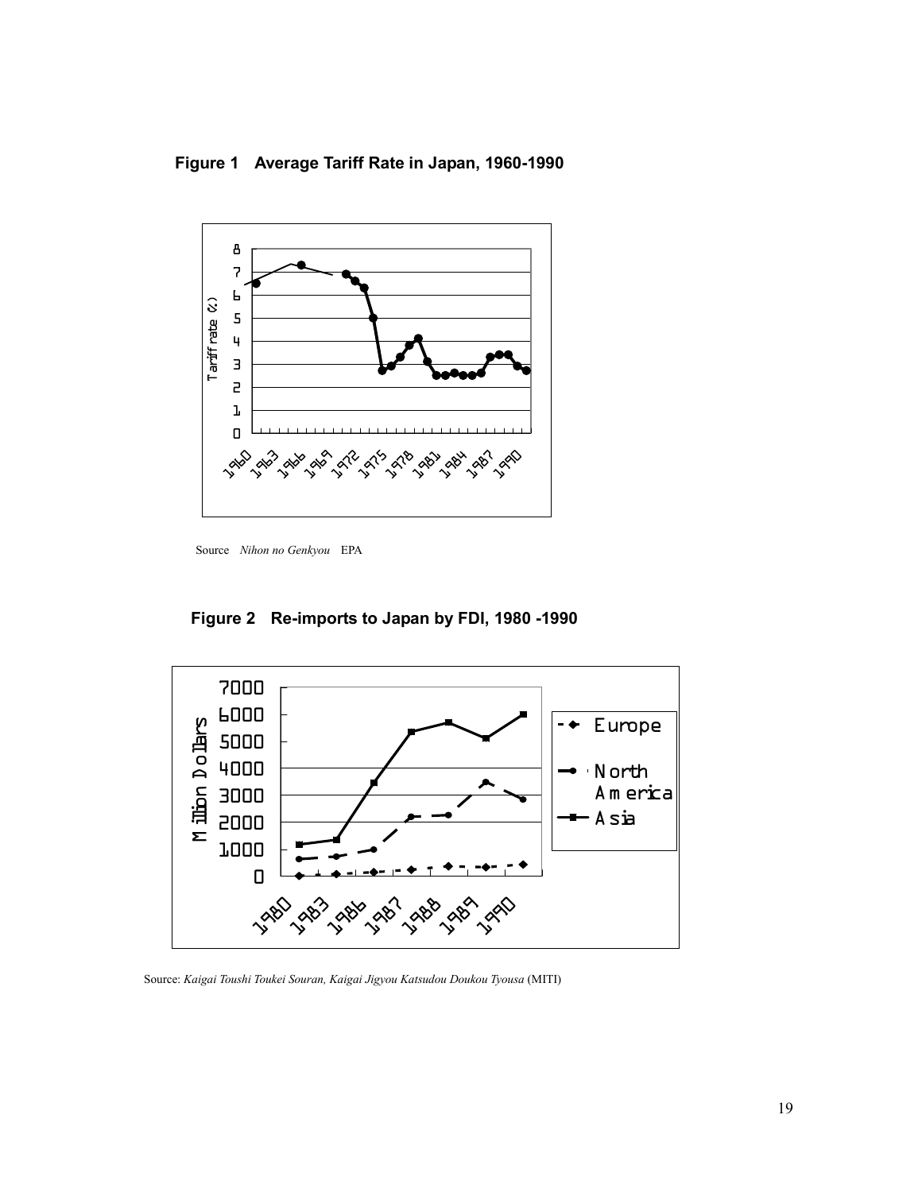**Figure 1 Average Tariff Rate in Japan, 1960-1990**

Source *Nihon no Genkyou* EPA

**Figure 2 Re-imports to Japan by FDI, 1980 -1990**

Source: *Kaigai Toushi Toukei Souran, Kaigai Jigyou Katsudou Doukou Tyousa* (MITI)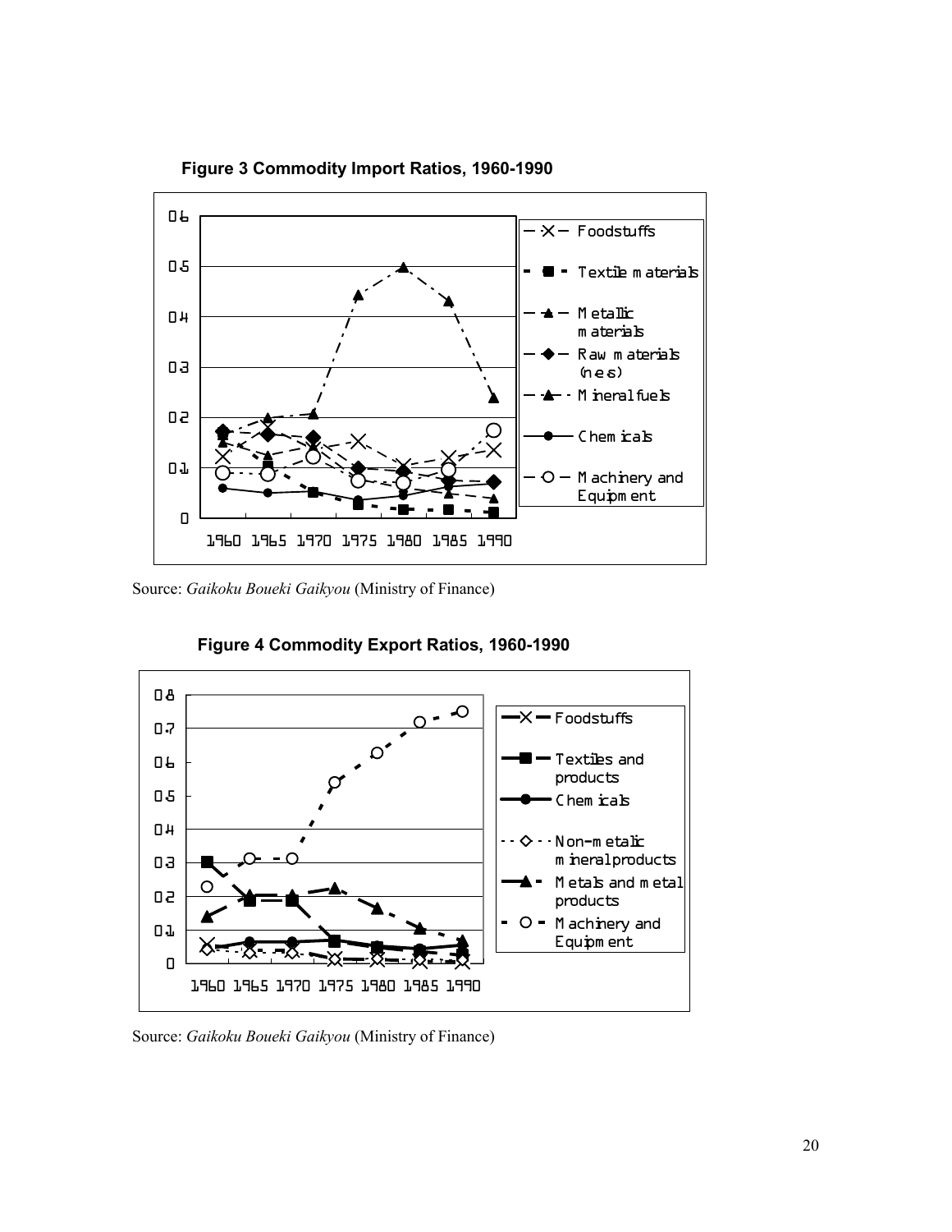**Figure 3 Commodity Import Ratios, 1960-1990**

0.6
0.5
0.4
0.3
0.2
0.1
0

1960 1965 1970 1975 1980 1985 1990

Foodstuffs
Textile materials
Metallic materials
Raw materials (n.e.s)
Mineral fuels
Chemicals
Machinery and Equipment

Source: *Gaikoku Boueki Gaikyou* (Ministry of Finance)

**Figure 4 Commodity Export Ratios, 1960-1990**

0.8
0.7
0.6
0.5
0.4
0.3
0.2
0.1
0

1960 1965 1970 1975 1980 1985 1990

Foodstuffs
Textiles and products
Chemicals
Non-metalic mineral products
Metals and metal products
Machinery and Equipment

Source: *Gaikoku Boueki Gaikyou* (Ministry of Finance)